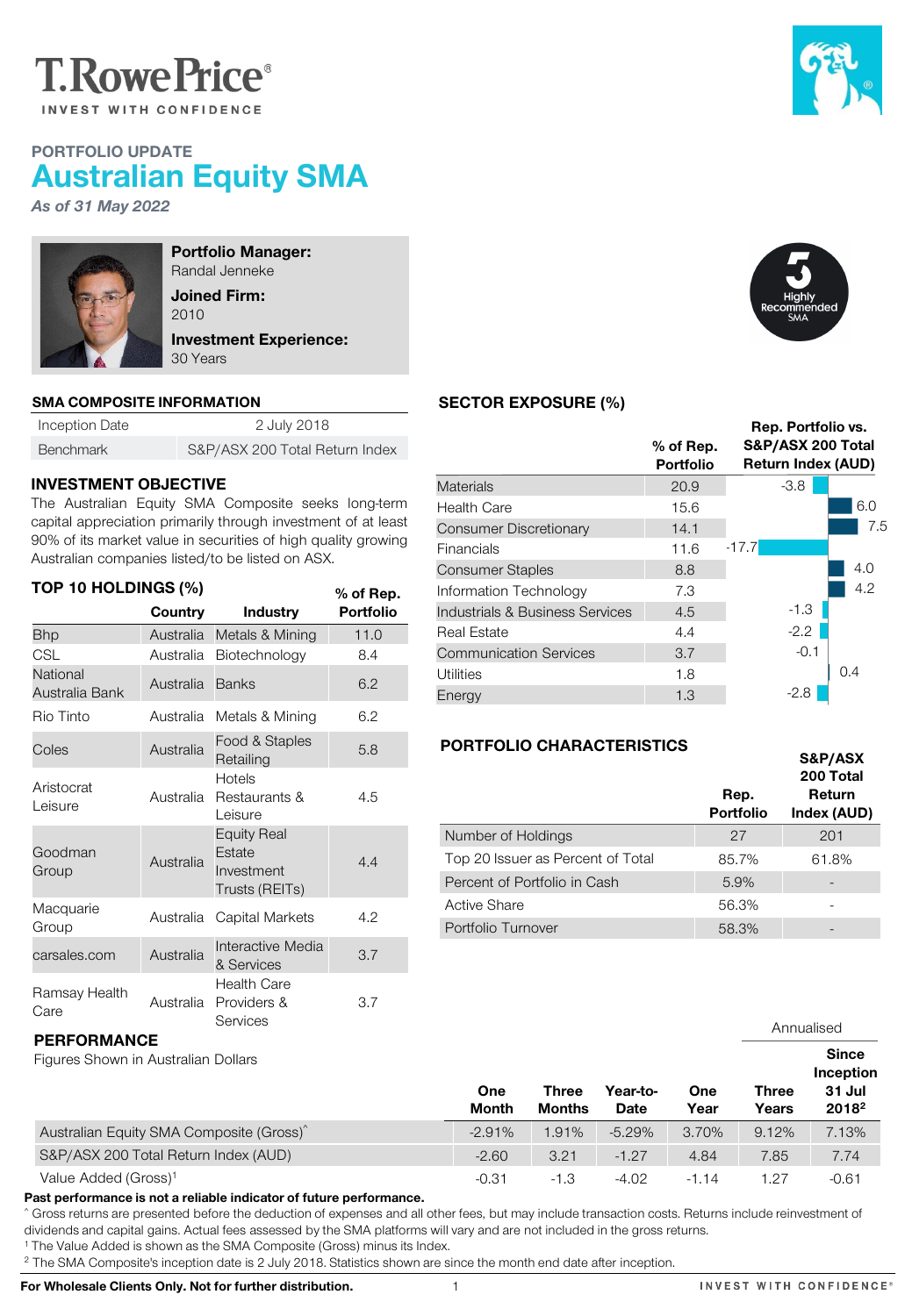# T.RowePrice®

INVEST WITH CONFIDENCE

## PORTFOLIO UPDATE

# Australian Equity SMA

*As of 31 May 2022*

**Portfolio Manager:**
Randal Jenneke

**Joined Firm:**
2010

**Investment Experience:**
30 Years

Highly Recommended SMA

### SMA COMPOSITE INFORMATION

| | |
|---|---|
| Inception Date | 2 July 2018 |
| Benchmark | S&P/ASX 200 Total Return Index |

### INVESTMENT OBJECTIVE

The Australian Equity SMA Composite seeks long-term capital appreciation primarily through investment of at least 90% of its market value in securities of high quality growing Australian companies listed/to be listed on ASX.

### TOP 10 HOLDINGS (%)

| | Country | Industry | % of Rep. Portfolio |
|---|---|---|---|
| Bhp | Australia | Metals & Mining | 11.0 |
| CSL | Australia | Biotechnology | 8.4 |
| National Australia Bank | Australia | Banks | 6.2 |
| Rio Tinto | Australia | Metals & Mining | 6.2 |
| Coles | Australia | Food & Staples Retailing | 5.8 |
| Aristocrat Leisure | Australia | Hotels Restaurants & Leisure | 4.5 |
| Goodman Group | Australia | Equity Real Estate Investment Trusts (REITs) | 4.4 |
| Macquarie Group | Australia | Capital Markets | 4.2 |
| carsales.com | Australia | Interactive Media & Services | 3.7 |
| Ramsay Health Care | Australia | Health Care Providers & Services | 3.7 |

### SECTOR EXPOSURE (%)

| | % of Rep. Portfolio | Rep. Portfolio vs. S&P/ASX 200 Total Return Index (AUD) |
|---|---|---|
| Materials | 20.9 | -3.8 |
| Health Care | 15.6 | 6.0 |
| Consumer Discretionary | 14.1 | 7.5 |
| Financials | 11.6 | -17.7 |
| Consumer Staples | 8.8 | 4.0 |
| Information Technology | 7.3 | 4.2 |
| Industrials & Business Services | 4.5 | -1.3 |
| Real Estate | 4.4 | -2.2 |
| Communication Services | 3.7 | -0.1 |
| Utilities | 1.8 | 0.4 |
| Energy | 1.3 | -2.8 |

### PORTFOLIO CHARACTERISTICS

| | Rep. Portfolio | S&P/ASX 200 Total Return Index (AUD) |
|---|---|---|
| Number of Holdings | 27 | 201 |
| Top 20 Issuer as Percent of Total | 85.7% | 61.8% |
| Percent of Portfolio in Cash | 5.9% | - |
| Active Share | 56.3% | - |
| Portfolio Turnover | 58.3% | - |

### PERFORMANCE

Figures Shown in Australian Dollars

| | One Month | Three Months | Year-to-Date | One Year | Three Years (Annualised) | Since Inception 31 Jul 2018[2] (Annualised) |
|---|---|---|---|---|---|---|
| Australian Equity SMA Composite (Gross)^ | -2.91% | 1.91% | -5.29% | 3.70% | 9.12% | 7.13% |
| S&P/ASX 200 Total Return Index (AUD) | -2.60 | 3.21 | -1.27 | 4.84 | 7.85 | 7.74 |
| Value Added (Gross)[1] | -0.31 | -1.3 | -4.02 | -1.14 | 1.27 | -0.61 |

**Past performance is not a reliable indicator of future performance.**

^ Gross returns are presented before the deduction of expenses and all other fees, but may include transaction costs. Returns include reinvestment of dividends and capital gains. Actual fees assessed by the SMA platforms will vary and are not included in the gross returns.

[1] The Value Added is shown as the SMA Composite (Gross) minus its Index.

[2] The SMA Composite's inception date is 2 July 2018. Statistics shown are since the month end date after inception.

**For Wholesale Clients Only. Not for further distribution.**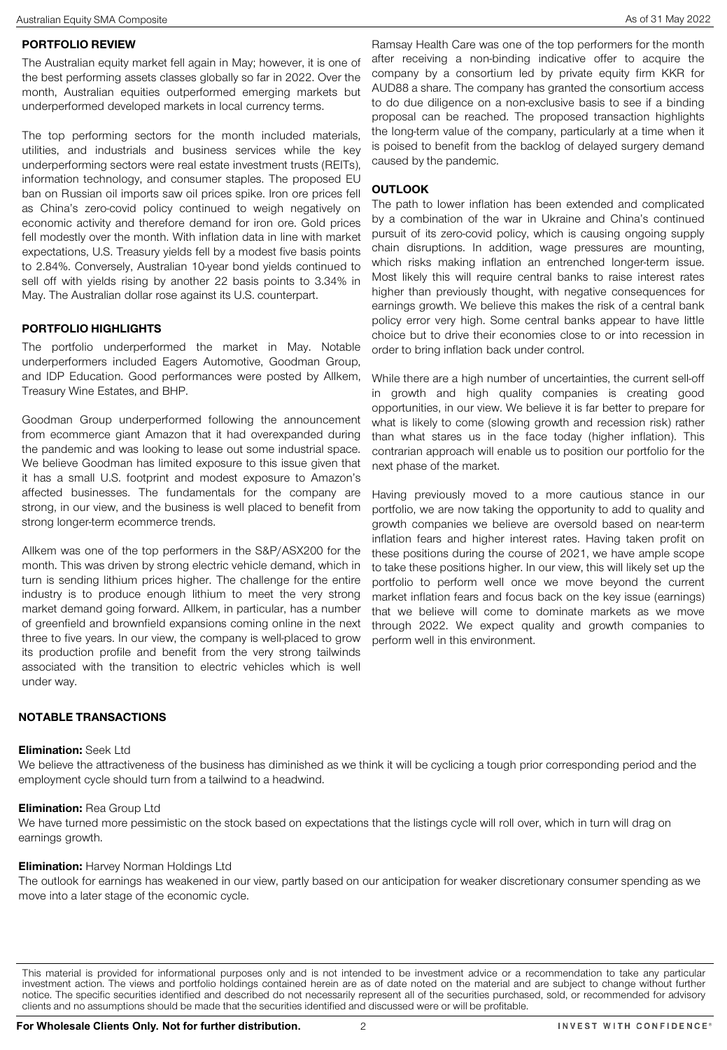## PORTFOLIO REVIEW

The Australian equity market fell again in May; however, it is one of the best performing assets classes globally so far in 2022. Over the month, Australian equities outperformed emerging markets but underperformed developed markets in local currency terms.

The top performing sectors for the month included materials, utilities, and industrials and business services while the key underperforming sectors were real estate investment trusts (REITs), information technology, and consumer staples. The proposed EU ban on Russian oil imports saw oil prices spike. Iron ore prices fell as China's zero-covid policy continued to weigh negatively on economic activity and therefore demand for iron ore. Gold prices fell modestly over the month. With inflation data in line with market expectations, U.S. Treasury yields fell by a modest five basis points to 2.84%. Conversely, Australian 10-year bond yields continued to sell off with yields rising by another 22 basis points to 3.34% in May. The Australian dollar rose against its U.S. counterpart.

## PORTFOLIO HIGHLIGHTS

The portfolio underperformed the market in May. Notable underperformers included Eagers Automotive, Goodman Group, and IDP Education. Good performances were posted by Allkem, Treasury Wine Estates, and BHP.

Goodman Group underperformed following the announcement from ecommerce giant Amazon that it had overexpanded during the pandemic and was looking to lease out some industrial space. We believe Goodman has limited exposure to this issue given that it has a small U.S. footprint and modest exposure to Amazon's affected businesses. The fundamentals for the company are strong, in our view, and the business is well placed to benefit from strong longer-term ecommerce trends.

Allkem was one of the top performers in the S&P/ASX200 for the month. This was driven by strong electric vehicle demand, which in turn is sending lithium prices higher. The challenge for the entire industry is to produce enough lithium to meet the very strong market demand going forward. Allkem, in particular, has a number of greenfield and brownfield expansions coming online in the next three to five years. In our view, the company is well-placed to grow its production profile and benefit from the very strong tailwinds associated with the transition to electric vehicles which is well under way.

Ramsay Health Care was one of the top performers for the month after receiving a non-binding indicative offer to acquire the company by a consortium led by private equity firm KKR for AUD88 a share. The company has granted the consortium access to do due diligence on a non-exclusive basis to see if a binding proposal can be reached. The proposed transaction highlights the long-term value of the company, particularly at a time when it is poised to benefit from the backlog of delayed surgery demand caused by the pandemic.

## OUTLOOK

The path to lower inflation has been extended and complicated by a combination of the war in Ukraine and China's continued pursuit of its zero-covid policy, which is causing ongoing supply chain disruptions. In addition, wage pressures are mounting, which risks making inflation an entrenched longer-term issue. Most likely this will require central banks to raise interest rates higher than previously thought, with negative consequences for earnings growth. We believe this makes the risk of a central bank policy error very high. Some central banks appear to have little choice but to drive their economies close to or into recession in order to bring inflation back under control.

While there are a high number of uncertainties, the current sell-off in growth and high quality companies is creating good opportunities, in our view. We believe it is far better to prepare for what is likely to come (slowing growth and recession risk) rather than what stares us in the face today (higher inflation). This contrarian approach will enable us to position our portfolio for the next phase of the market.

Having previously moved to a more cautious stance in our portfolio, we are now taking the opportunity to add to quality and growth companies we believe are oversold based on near-term inflation fears and higher interest rates. Having taken profit on these positions during the course of 2021, we have ample scope to take these positions higher. In our view, this will likely set up the portfolio to perform well once we move beyond the current market inflation fears and focus back on the key issue (earnings) that we believe will come to dominate markets as we move through 2022. We expect quality and growth companies to perform well in this environment.

## NOTABLE TRANSACTIONS

**Elimination:** Seek Ltd

We believe the attractiveness of the business has diminished as we think it will be cyclicing a tough prior corresponding period and the employment cycle should turn from a tailwind to a headwind.

**Elimination:** Rea Group Ltd

We have turned more pessimistic on the stock based on expectations that the listings cycle will roll over, which in turn will drag on earnings growth.

**Elimination:** Harvey Norman Holdings Ltd

The outlook for earnings has weakened in our view, partly based on our anticipation for weaker discretionary consumer spending as we move into a later stage of the economic cycle.

This material is provided for informational purposes only and is not intended to be investment advice or a recommendation to take any particular investment action. The views and portfolio holdings contained herein are as of date noted on the material and are subject to change without further notice. The specific securities identified and described do not necessarily represent all of the securities purchased, sold, or recommended for advisory clients and no assumptions should be made that the securities identified and discussed were or will be profitable.

**For Wholesale Clients Only. Not for further distribution.**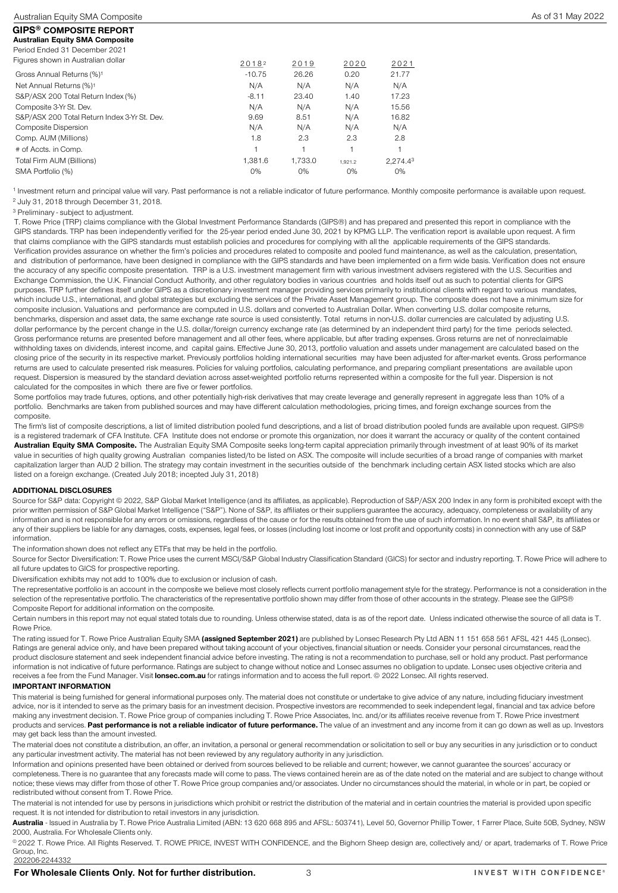## GIPS® COMPOSITE REPORT

**Australian Equity SMA Composite**

Period Ended 31 December 2021

Figures shown in Australian dollar

| | 2018[2] | 2019 | 2020 | 2021 |
|---|---|---|---|---|
| Gross Annual Returns (%)[1] | -10.75 | 26.26 | 0.20 | 21.77 |
| Net Annual Returns (%)[1] | N/A | N/A | N/A | N/A |
| S&P/ASX 200 Total Return Index (%) | -8.11 | 23.40 | 1.40 | 17.23 |
| Composite 3-Yr St. Dev. | N/A | N/A | N/A | 15.56 |
| S&P/ASX 200 Total Return Index 3-Yr St. Dev. | 9.69 | 8.51 | N/A | 16.82 |
| Composite Dispersion | N/A | N/A | N/A | N/A |
| Comp. AUM (Millions) | 1.8 | 2.3 | 2.3 | 2.8 |
| # of Accts. in Comp. | 1 | 1 | 1 | 1 |
| Total Firm AUM (Billions) | 1,381.6 | 1,733.0 | 1,921.2 | 2,274.4[3] |
| SMA Portfolio (%) | 0% | 0% | 0% | 0% |

[1] Investment return and principal value will vary. Past performance is not a reliable indicator of future performance. Monthly composite performance is available upon request.

[2] July 31, 2018 through December 31, 2018.

[3] Preliminary - subject to adjustment.

T. Rowe Price (TRP) claims compliance with the Global Investment Performance Standards (GIPS®) and has prepared and presented this report in compliance with the GIPS standards. TRP has been independently verified for the 25-year period ended June 30, 2021 by KPMG LLP. The verification report is available upon request. A firm that claims compliance with the GIPS standards must establish policies and procedures for complying with all the applicable requirements of the GIPS standards. Verification provides assurance on whether the firm's policies and procedures related to composite and pooled fund maintenance, as well as the calculation, presentation, and distribution of performance, have been designed in compliance with the GIPS standards and have been implemented on a firm wide basis. Verification does not ensure the accuracy of any specific composite presentation. TRP is a U.S. investment management firm with various investment advisers registered with the U.S. Securities and Exchange Commission, the U.K. Financial Conduct Authority, and other regulatory bodies in various countries and holds itself out as such to potential clients for GIPS purposes. TRP further defines itself under GIPS as a discretionary investment manager providing services primarily to institutional clients with regard to various mandates, which include U.S., international, and global strategies but excluding the services of the Private Asset Management group. The composite does not have a minimum size for composite inclusion. Valuations and performance are computed in U.S. dollars and converted to Australian Dollar. When converting U.S. dollar composite returns, benchmarks, dispersion and asset data, the same exchange rate source is used consistently. Total returns in non-U.S. dollar currencies are calculated by adjusting U.S. dollar performance by the percent change in the U.S. dollar/foreign currency exchange rate (as determined by an independent third party) for the time periods selected. Gross performance returns are presented before management and all other fees, where applicable, but after trading expenses. Gross returns are net of nonreclaimable withholding taxes on dividends, interest income, and capital gains. Effective June 30, 2013, portfolio valuation and assets under management are calculated based on the closing price of the security in its respective market. Previously portfolios holding international securities may have been adjusted for after-market events. Gross performance returns are used to calculate presented risk measures. Policies for valuing portfolios, calculating performance, and preparing compliant presentations are available upon request. Dispersion is measured by the standard deviation across asset-weighted portfolio returns represented within a composite for the full year. Dispersion is not calculated for the composites in which there are five or fewer portfolios.

Some portfolios may trade futures, options, and other potentially high-risk derivatives that may create leverage and generally represent in aggregate less than 10% of a portfolio. Benchmarks are taken from published sources and may have different calculation methodologies, pricing times, and foreign exchange sources from the composite.

The firm's list of composite descriptions, a list of limited distribution pooled fund descriptions, and a list of broad distribution pooled funds are available upon request. GIPS® is a registered trademark of CFA Institute. CFA Institute does not endorse or promote this organization, nor does it warrant the accuracy or quality of the content contained **Australian Equity SMA Composite.** The Australian Equity SMA Composite seeks long-term capital appreciation primarily through investment of at least 90% of its market value in securities of high quality growing Australian companies listed/to be listed on ASX. The composite will include securities of a broad range of companies with market capitalization larger than AUD 2 billion. The strategy may contain investment in the securities outside of the benchmark including certain ASX listed stocks which are also listed on a foreign exchange. (Created July 2018; incepted July 31, 2018)

### ADDITIONAL DISCLOSURES

Source for S&P data: Copyright © 2022, S&P Global Market Intelligence (and its affiliates, as applicable). Reproduction of S&P/ASX 200 Index in any form is prohibited except with the prior written permission of S&P Global Market Intelligence ("S&P"). None of S&P, its affiliates or their suppliers guarantee the accuracy, adequacy, completeness or availability of any information and is not responsible for any errors or omissions, regardless of the cause or for the results obtained from the use of such information. In no event shall S&P, its affiliates or any of their suppliers be liable for any damages, costs, expenses, legal fees, or losses (including lost income or lost profit and opportunity costs) in connection with any use of S&P information.

The information shown does not reflect any ETFs that may be held in the portfolio.

Source for Sector Diversification: T. Rowe Price uses the current MSCI/S&P Global Industry Classification Standard (GICS) for sector and industry reporting. T. Rowe Price will adhere to all future updates to GICS for prospective reporting.

Diversification exhibits may not add to 100% due to exclusion or inclusion of cash.

The representative portfolio is an account in the composite we believe most closely reflects current portfolio management style for the strategy. Performance is not a consideration in the selection of the representative portfolio. The characteristics of the representative portfolio shown may differ from those of other accounts in the strategy. Please see the GIPS® Composite Report for additional information on the composite.

Certain numbers in this report may not equal stated totals due to rounding. Unless otherwise stated, data is as of the report date. Unless indicated otherwise the source of all data is T. Rowe Price.

The rating issued for T. Rowe Price Australian Equity SMA **(assigned September 2021)** are published by Lonsec Research Pty Ltd ABN 11 151 658 561 AFSL 421 445 (Lonsec). Ratings are general advice only, and have been prepared without taking account of your objectives, financial situation or needs. Consider your personal circumstances, read the product disclosure statement and seek independent financial advice before investing. The rating is not a recommendation to purchase, sell or hold any product. Past performance information is not indicative of future performance. Ratings are subject to change without notice and Lonsec assumes no obligation to update. Lonsec uses objective criteria and receives a fee from the Fund Manager. Visit **lonsec.com.au** for ratings information and to access the full report. © 2022 Lonsec. All rights reserved.

### IMPORTANT INFORMATION

This material is being furnished for general informational purposes only. The material does not constitute or undertake to give advice of any nature, including fiduciary investment advice, nor is it intended to serve as the primary basis for an investment decision. Prospective investors are recommended to seek independent legal, financial and tax advice before making any investment decision. T. Rowe Price group of companies including T. Rowe Price Associates, Inc. and/or its affiliates receive revenue from T. Rowe Price investment products and services. **Past performance is not a reliable indicator of future performance.** The value of an investment and any income from it can go down as well as up. Investors may get back less than the amount invested.

The material does not constitute a distribution, an offer, an invitation, a personal or general recommendation or solicitation to sell or buy any securities in any jurisdiction or to conduct any particular investment activity. The material has not been reviewed by any regulatory authority in any jurisdiction.

Information and opinions presented have been obtained or derived from sources believed to be reliable and current; however, we cannot guarantee the sources' accuracy or completeness. There is no guarantee that any forecasts made will come to pass. The views contained herein are as of the date noted on the material and are subject to change without notice; these views may differ from those of other T. Rowe Price group companies and/or associates. Under no circumstances should the material, in whole or in part, be copied or redistributed without consent from T. Rowe Price.

The material is not intended for use by persons in jurisdictions which prohibit or restrict the distribution of the material and in certain countries the material is provided upon specific request. It is not intended for distribution to retail investors in any jurisdiction.

**Australia** - Issued in Australia by T. Rowe Price Australia Limited (ABN: 13 620 668 895 and AFSL: 503741), Level 50, Governor Phillip Tower, 1 Farrer Place, Suite 50B, Sydney, NSW 2000, Australia. For Wholesale Clients only.

© 2022 T. Rowe Price. All Rights Reserved. T. ROWE PRICE, INVEST WITH CONFIDENCE, and the Bighorn Sheep design are, collectively and/ or apart, trademarks of T. Rowe Price Group, Inc.

202206-2244332

**For Wholesale Clients Only. Not for further distribution.**